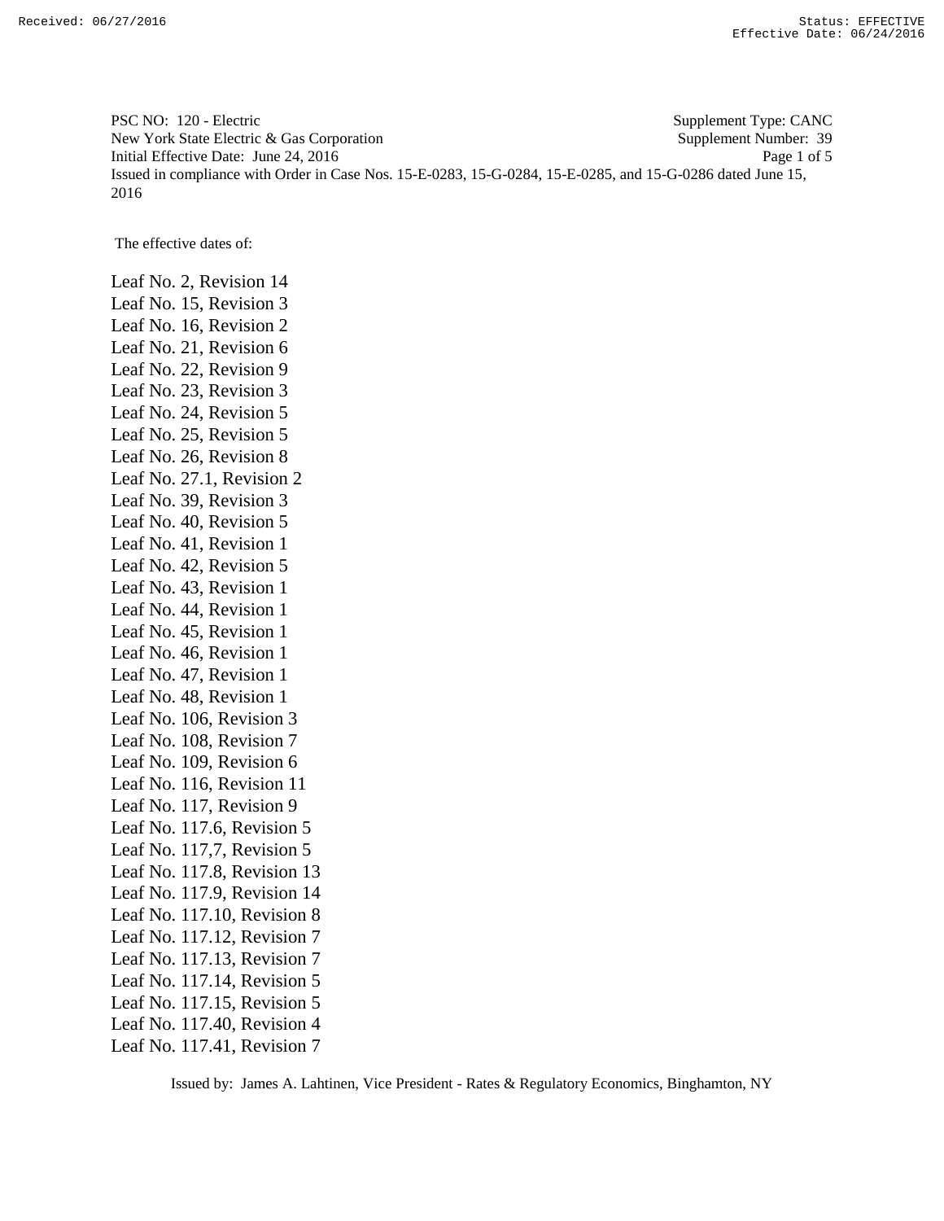PSC NO: 120 - Electric  
New York State Electric & Gas Corporation  
Initial Effective Date: June 24, 2016  
Issued in compliance with Order in Case Nos. 15-E-0283, 15-G-0284, 15-E-0285, and 15-G-0286 dated June 15, 2016

Supplement Type: CANC  
Supplement Number: 39

The effective dates of:

Leaf No. 2, Revision 14  
Leaf No. 15, Revision 3  
Leaf No. 16, Revision 2  
Leaf No. 21, Revision 6  
Leaf No. 22, Revision 9  
Leaf No. 23, Revision 3  
Leaf No. 24, Revision 5  
Leaf No. 25, Revision 5  
Leaf No. 26, Revision 8  
Leaf No. 27.1, Revision 2  
Leaf No. 39, Revision 3  
Leaf No. 40, Revision 5  
Leaf No. 41, Revision 1  
Leaf No. 42, Revision 5  
Leaf No. 43, Revision 1  
Leaf No. 44, Revision 1  
Leaf No. 45, Revision 1  
Leaf No. 46, Revision 1  
Leaf No. 47, Revision 1  
Leaf No. 48, Revision 1  
Leaf No. 106, Revision 3  
Leaf No. 108, Revision 7  
Leaf No. 109, Revision 6  
Leaf No. 116, Revision 11  
Leaf No. 117, Revision 9  
Leaf No. 117.6, Revision 5  
Leaf No. 117,7, Revision 5  
Leaf No. 117.8, Revision 13  
Leaf No. 117.9, Revision 14  
Leaf No. 117.10, Revision 8  
Leaf No. 117.12, Revision 7  
Leaf No. 117.13, Revision 7  
Leaf No. 117.14, Revision 5  
Leaf No. 117.15, Revision 5  
Leaf No. 117.40, Revision 4  
Leaf No. 117.41, Revision 7

Issued by: James A. Lahtinen, Vice President - Rates & Regulatory Economics, Binghamton, NY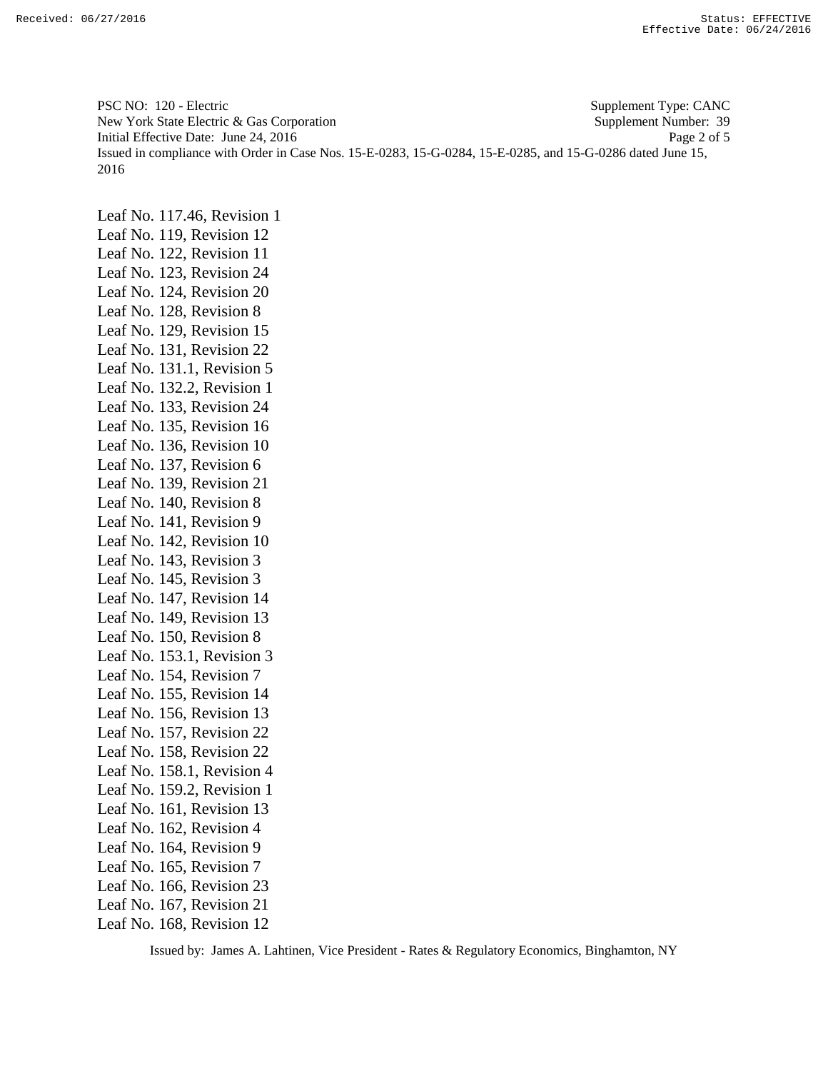PSC NO: 120 - Electric Supplement Type: CANC
New York State Electric & Gas Corporation Supplement Number: 39
Initial Effective Date: June 24, 2016
Issued in compliance with Order in Case Nos. 15-E-0283, 15-G-0284, 15-E-0285, and 15-G-0286 dated June 15, 2016

Leaf No. 117.46, Revision 1
Leaf No. 119, Revision 12
Leaf No. 122, Revision 11
Leaf No. 123, Revision 24
Leaf No. 124, Revision 20
Leaf No. 128, Revision 8
Leaf No. 129, Revision 15
Leaf No. 131, Revision 22
Leaf No. 131.1, Revision 5
Leaf No. 132.2, Revision 1
Leaf No. 133, Revision 24
Leaf No. 135, Revision 16
Leaf No. 136, Revision 10
Leaf No. 137, Revision 6
Leaf No. 139, Revision 21
Leaf No. 140, Revision 8
Leaf No. 141, Revision 9
Leaf No. 142, Revision 10
Leaf No. 143, Revision 3
Leaf No. 145, Revision 3
Leaf No. 147, Revision 14
Leaf No. 149, Revision 13
Leaf No. 150, Revision 8
Leaf No. 153.1, Revision 3
Leaf No. 154, Revision 7
Leaf No. 155, Revision 14
Leaf No. 156, Revision 13
Leaf No. 157, Revision 22
Leaf No. 158, Revision 22
Leaf No. 158.1, Revision 4
Leaf No. 159.2, Revision 1
Leaf No. 161, Revision 13
Leaf No. 162, Revision 4
Leaf No. 164, Revision 9
Leaf No. 165, Revision 7
Leaf No. 166, Revision 23
Leaf No. 167, Revision 21
Leaf No. 168, Revision 12

Issued by: James A. Lahtinen, Vice President - Rates & Regulatory Economics, Binghamton, NY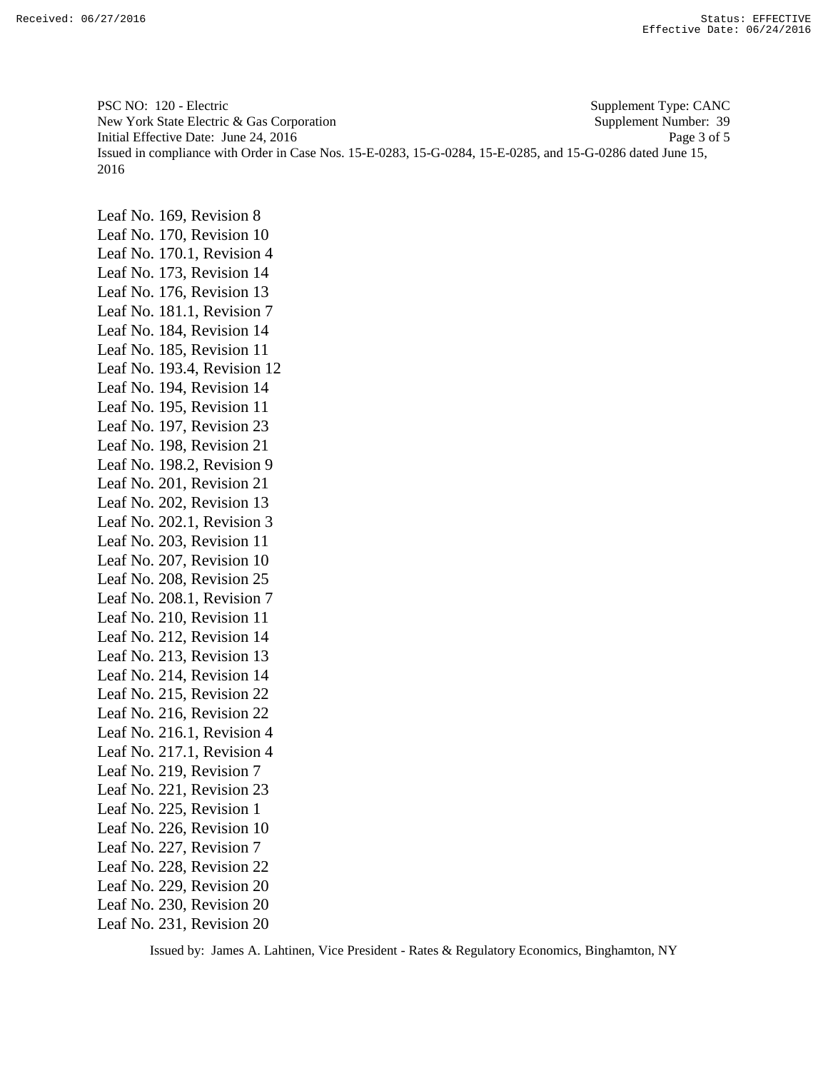PSC NO: 120 - Electric Supplement Type: CANC
New York State Electric & Gas Corporation Supplement Number: 39
Initial Effective Date: June 24, 2016
Issued in compliance with Order in Case Nos. 15-E-0283, 15-G-0284, 15-E-0285, and 15-G-0286 dated June 15, 2016

Leaf No. 169, Revision 8
Leaf No. 170, Revision 10
Leaf No. 170.1, Revision 4
Leaf No. 173, Revision 14
Leaf No. 176, Revision 13
Leaf No. 181.1, Revision 7
Leaf No. 184, Revision 14
Leaf No. 185, Revision 11
Leaf No. 193.4, Revision 12
Leaf No. 194, Revision 14
Leaf No. 195, Revision 11
Leaf No. 197, Revision 23
Leaf No. 198, Revision 21
Leaf No. 198.2, Revision 9
Leaf No. 201, Revision 21
Leaf No. 202, Revision 13
Leaf No. 202.1, Revision 3
Leaf No. 203, Revision 11
Leaf No. 207, Revision 10
Leaf No. 208, Revision 25
Leaf No. 208.1, Revision 7
Leaf No. 210, Revision 11
Leaf No. 212, Revision 14
Leaf No. 213, Revision 13
Leaf No. 214, Revision 14
Leaf No. 215, Revision 22
Leaf No. 216, Revision 22
Leaf No. 216.1, Revision 4
Leaf No. 217.1, Revision 4
Leaf No. 219, Revision 7
Leaf No. 221, Revision 23
Leaf No. 225, Revision 1
Leaf No. 226, Revision 10
Leaf No. 227, Revision 7
Leaf No. 228, Revision 22
Leaf No. 229, Revision 20
Leaf No. 230, Revision 20
Leaf No. 231, Revision 20

Issued by: James A. Lahtinen, Vice President - Rates & Regulatory Economics, Binghamton, NY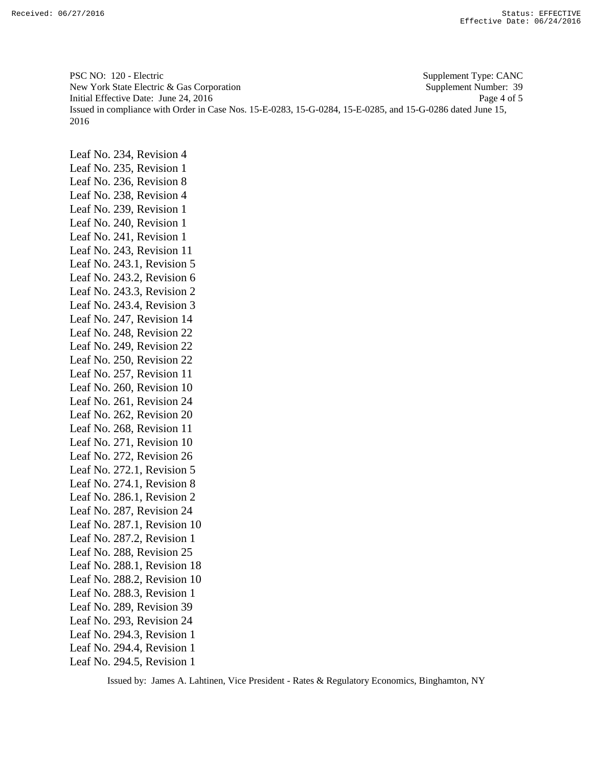PSC NO: 120 - Electric | Supplement Type: CANC
New York State Electric & Gas Corporation | Supplement Number: 39
Initial Effective Date: June 24, 2016
Issued in compliance with Order in Case Nos. 15-E-0283, 15-G-0284, 15-E-0285, and 15-G-0286 dated June 15, 2016

Leaf No. 234, Revision 4
Leaf No. 235, Revision 1
Leaf No. 236, Revision 8
Leaf No. 238, Revision 4
Leaf No. 239, Revision 1
Leaf No. 240, Revision 1
Leaf No. 241, Revision 1
Leaf No. 243, Revision 11
Leaf No. 243.1, Revision 5
Leaf No. 243.2, Revision 6
Leaf No. 243.3, Revision 2
Leaf No. 243.4, Revision 3
Leaf No. 247, Revision 14
Leaf No. 248, Revision 22
Leaf No. 249, Revision 22
Leaf No. 250, Revision 22
Leaf No. 257, Revision 11
Leaf No. 260, Revision 10
Leaf No. 261, Revision 24
Leaf No. 262, Revision 20
Leaf No. 268, Revision 11
Leaf No. 271, Revision 10
Leaf No. 272, Revision 26
Leaf No. 272.1, Revision 5
Leaf No. 274.1, Revision 8
Leaf No. 286.1, Revision 2
Leaf No. 287, Revision 24
Leaf No. 287.1, Revision 10
Leaf No. 287.2, Revision 1
Leaf No. 288, Revision 25
Leaf No. 288.1, Revision 18
Leaf No. 288.2, Revision 10
Leaf No. 288.3, Revision 1
Leaf No. 289, Revision 39
Leaf No. 293, Revision 24
Leaf No. 294.3, Revision 1
Leaf No. 294.4, Revision 1
Leaf No. 294.5, Revision 1

Issued by: James A. Lahtinen, Vice President - Rates & Regulatory Economics, Binghamton, NY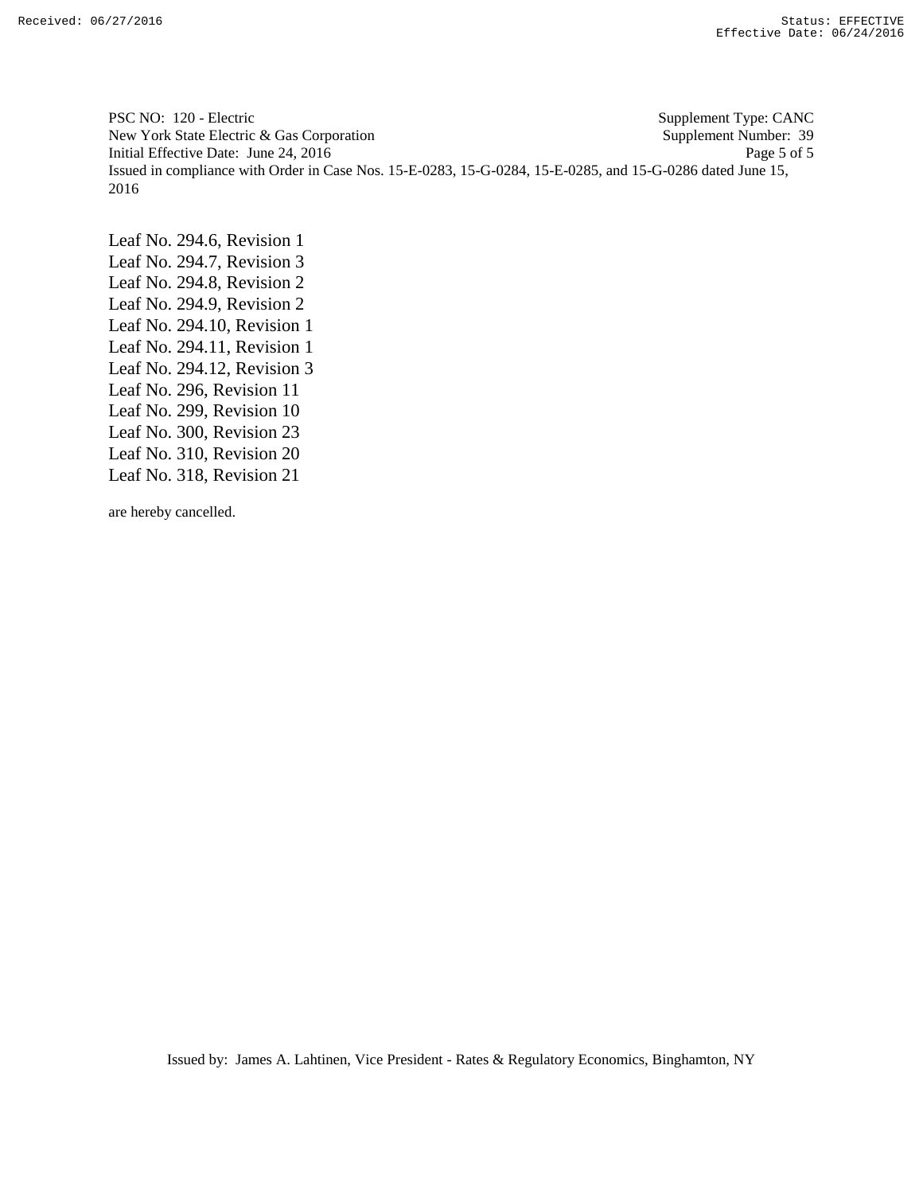PSC NO: 120 - Electric Supplement Type: CANC
New York State Electric & Gas Corporation Supplement Number: 39
Initial Effective Date: June 24, 2016
Issued in compliance with Order in Case Nos. 15-E-0283, 15-G-0284, 15-E-0285, and 15-G-0286 dated June 15, 2016

Leaf No. 294.6, Revision 1
Leaf No. 294.7, Revision 3
Leaf No. 294.8, Revision 2
Leaf No. 294.9, Revision 2
Leaf No. 294.10, Revision 1
Leaf No. 294.11, Revision 1
Leaf No. 294.12, Revision 3
Leaf No. 296, Revision 11
Leaf No. 299, Revision 10
Leaf No. 300, Revision 23
Leaf No. 310, Revision 20
Leaf No. 318, Revision 21

are hereby cancelled.

Issued by: James A. Lahtinen, Vice President - Rates & Regulatory Economics, Binghamton, NY